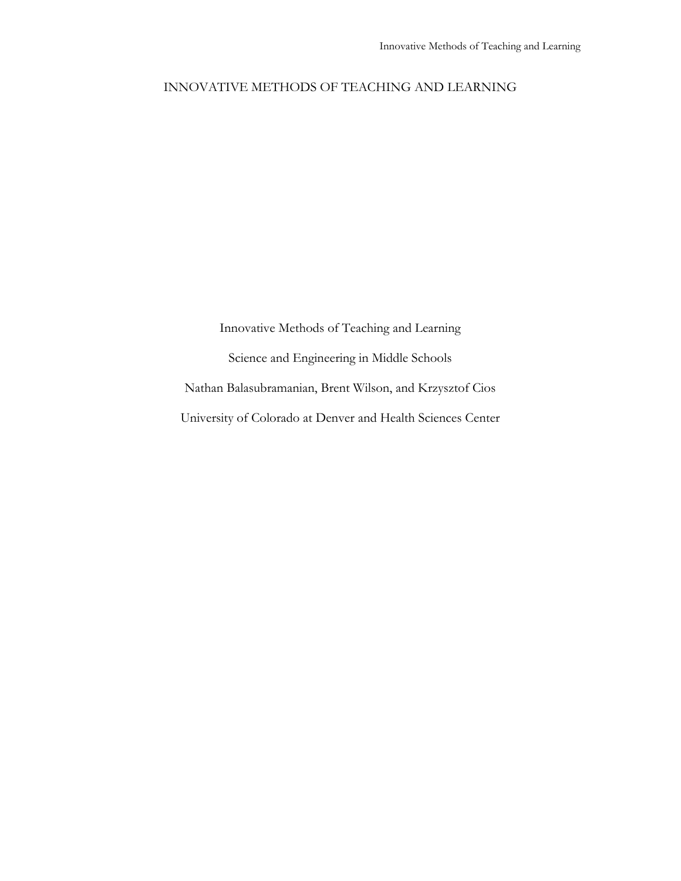# INNOVATIVE METHODS OF TEACHING AND LEARNING

Innovative Methods of Teaching and Learning

Science and Engineering in Middle Schools

Nathan Balasubramanian, Brent Wilson, and Krzysztof Cios

University of Colorado at Denver and Health Sciences Center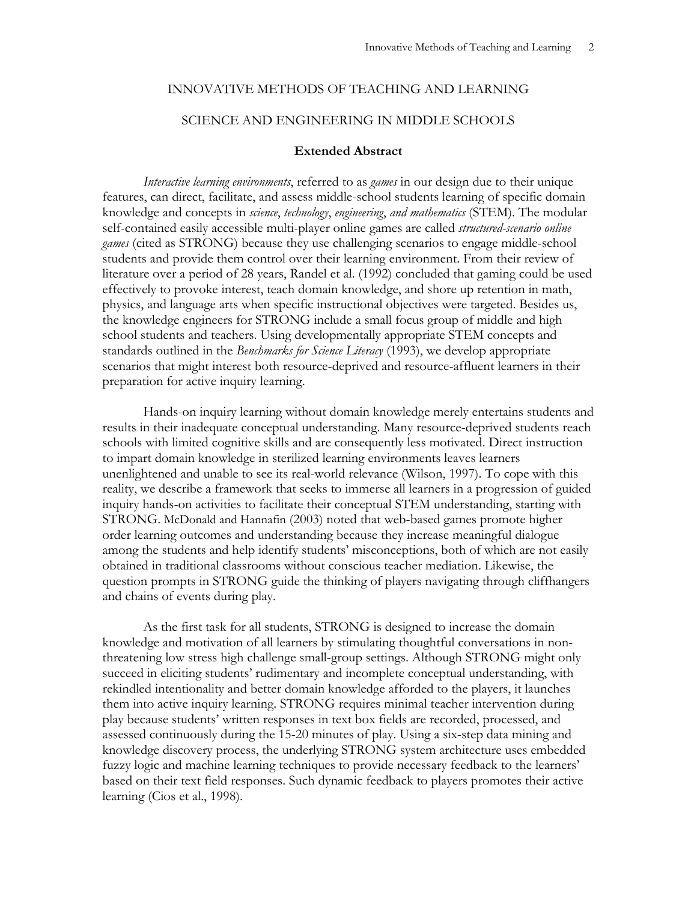# INNOVATIVE METHODS OF TEACHING AND LEARNING

# SCIENCE AND ENGINEERING IN MIDDLE SCHOOLS

## Extended Abstract

*Interactive learning environments*, referred to as *games* in our design due to their unique features, can direct, facilitate, and assess middle-school students learning of specific domain knowledge and concepts in *science*, *technology*, *engineering*, *and mathematics* (STEM). The modular self-contained easily accessible multi-player online games are called *structured-scenario online games* (cited as STRONG) because they use challenging scenarios to engage middle-school students and provide them control over their learning environment. From their review of literature over a period of 28 years, Randel et al. (1992) concluded that gaming could be used effectively to provoke interest, teach domain knowledge, and shore up retention in math, physics, and language arts when specific instructional objectives were targeted. Besides us, the knowledge engineers for STRONG include a small focus group of middle and high school students and teachers. Using developmentally appropriate STEM concepts and standards outlined in the *Benchmarks for Science Literacy* (1993), we develop appropriate scenarios that might interest both resource-deprived and resource-affluent learners in their preparation for active inquiry learning.

Hands-on inquiry learning without domain knowledge merely entertains students and results in their inadequate conceptual understanding. Many resource-deprived students reach schools with limited cognitive skills and are consequently less motivated. Direct instruction to impart domain knowledge in sterilized learning environments leaves learners unenlightened and unable to see its real-world relevance (Wilson, 1997). To cope with this reality, we describe a framework that seeks to immerse all learners in a progression of guided inquiry hands-on activities to facilitate their conceptual STEM understanding, starting with STRONG. McDonald and Hannafin (2003) noted that web-based games promote higher order learning outcomes and understanding because they increase meaningful dialogue among the students and help identify students' misconceptions, both of which are not easily obtained in traditional classrooms without conscious teacher mediation. Likewise, the question prompts in STRONG guide the thinking of players navigating through cliffhangers and chains of events during play.

As the first task for all students, STRONG is designed to increase the domain knowledge and motivation of all learners by stimulating thoughtful conversations in non-threatening low stress high challenge small-group settings. Although STRONG might only succeed in eliciting students' rudimentary and incomplete conceptual understanding, with rekindled intentionality and better domain knowledge afforded to the players, it launches them into active inquiry learning. STRONG requires minimal teacher intervention during play because students' written responses in text box fields are recorded, processed, and assessed continuously during the 15-20 minutes of play. Using a six-step data mining and knowledge discovery process, the underlying STRONG system architecture uses embedded fuzzy logic and machine learning techniques to provide necessary feedback to the learners' based on their text field responses. Such dynamic feedback to players promotes their active learning (Cios et al., 1998).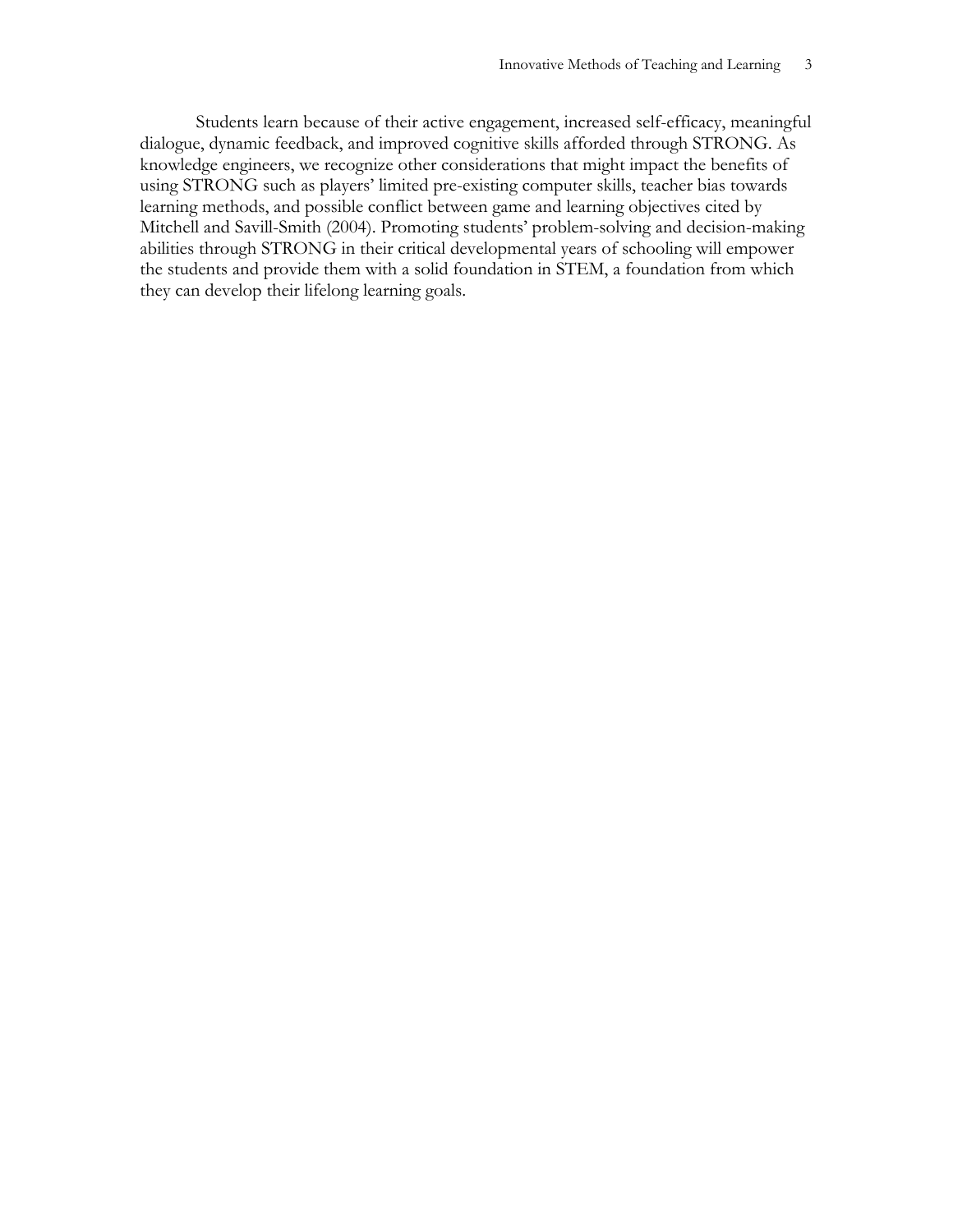Students learn because of their active engagement, increased self-efficacy, meaningful dialogue, dynamic feedback, and improved cognitive skills afforded through STRONG. As knowledge engineers, we recognize other considerations that might impact the benefits of using STRONG such as players' limited pre-existing computer skills, teacher bias towards learning methods, and possible conflict between game and learning objectives cited by Mitchell and Savill-Smith (2004). Promoting students' problem-solving and decision-making abilities through STRONG in their critical developmental years of schooling will empower the students and provide them with a solid foundation in STEM, a foundation from which they can develop their lifelong learning goals.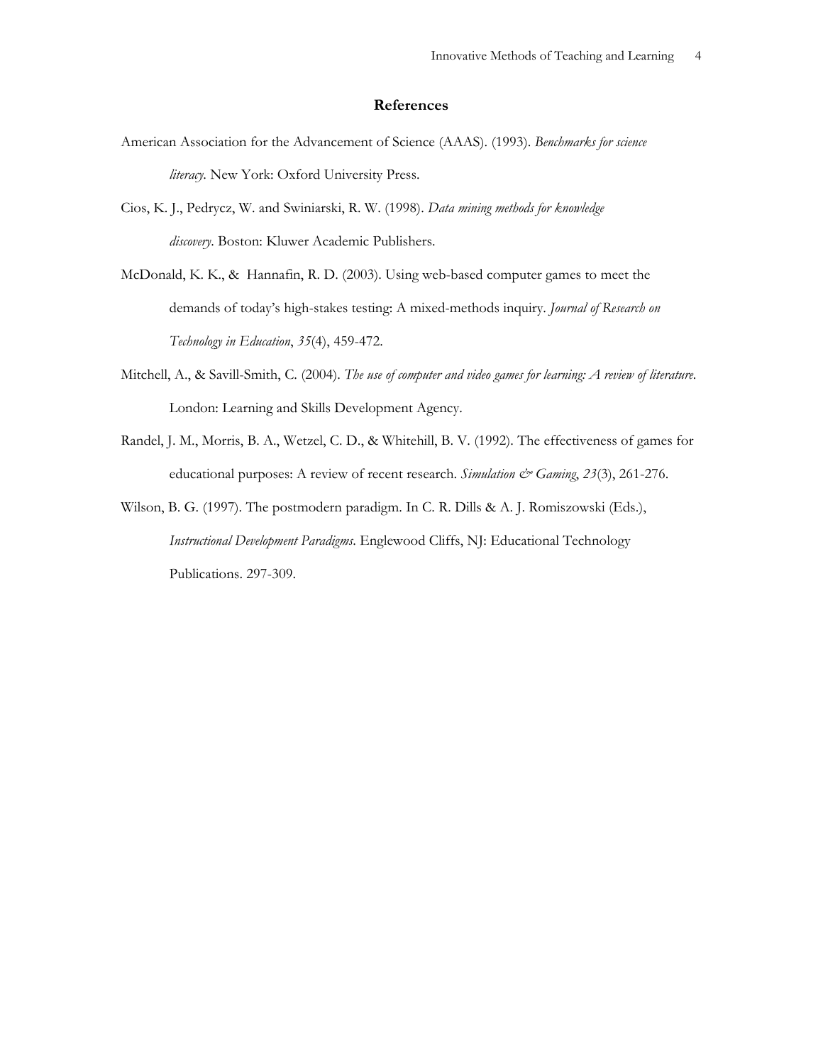## References

American Association for the Advancement of Science (AAAS). (1993). *Benchmarks for science literacy*. New York: Oxford University Press.

Cios, K. J., Pedrycz, W. and Swiniarski, R. W. (1998). *Data mining methods for knowledge discovery*. Boston: Kluwer Academic Publishers.

McDonald, K. K., & Hannafin, R. D. (2003). Using web-based computer games to meet the demands of today's high-stakes testing: A mixed-methods inquiry. *Journal of Research on Technology in Education*, *35*(4), 459-472.

Mitchell, A., & Savill-Smith, C. (2004). *The use of computer and video games for learning: A review of literature.* London: Learning and Skills Development Agency.

Randel, J. M., Morris, B. A., Wetzel, C. D., & Whitehill, B. V. (1992). The effectiveness of games for educational purposes: A review of recent research. *Simulation & Gaming*, *23*(3), 261-276.

Wilson, B. G. (1997). The postmodern paradigm. In C. R. Dills & A. J. Romiszowski (Eds.), *Instructional Development Paradigms*. Englewood Cliffs, NJ: Educational Technology Publications. 297-309.